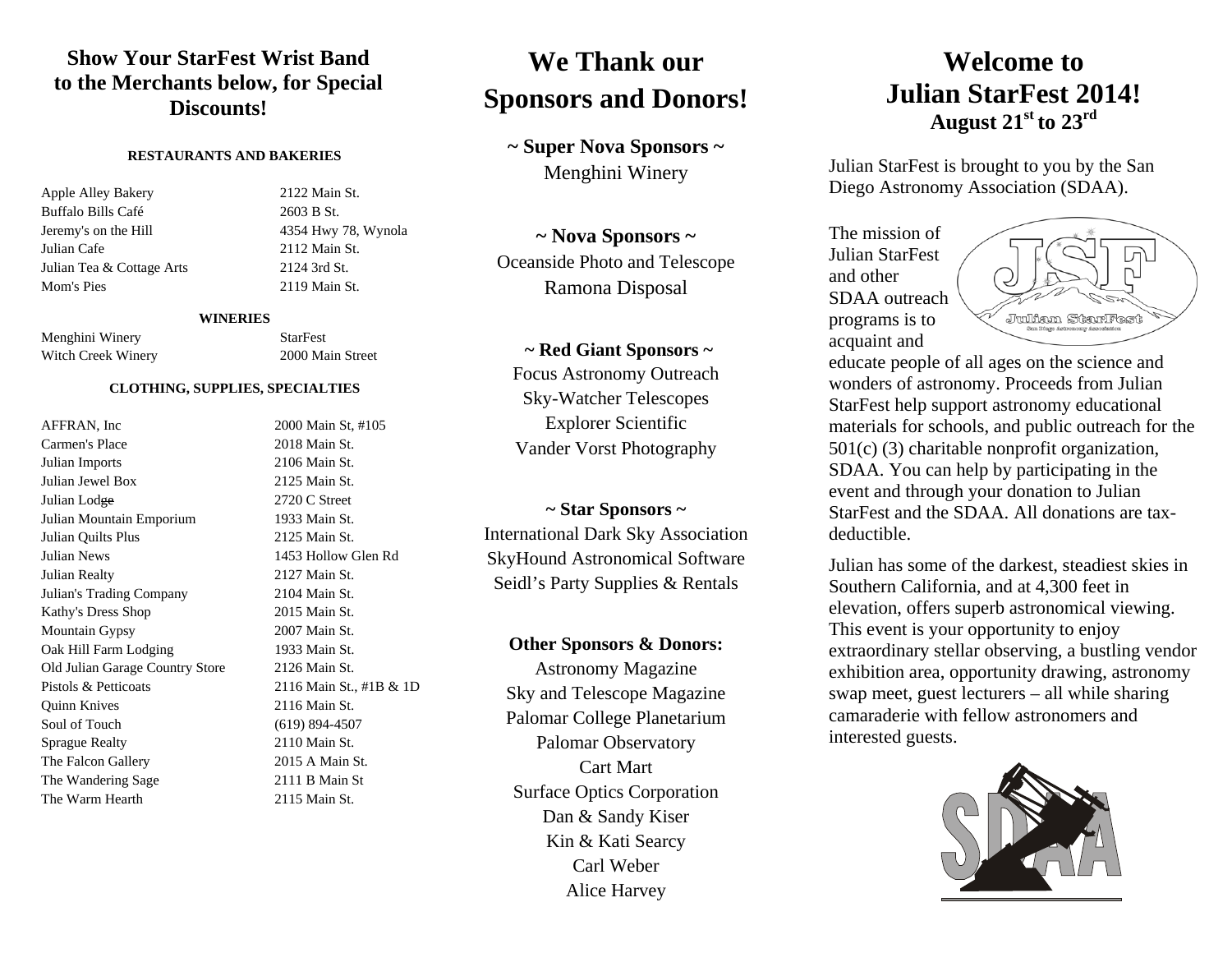## Show Your StarFest Wrist Band to the Merchants below, for Special Discounts!

**RESTAURANTS AND BAKERIES**

| | |
|---|---|
| Apple Alley Bakery | 2122 Main St. |
| Buffalo Bills Café | 2603 B St. |
| Jeremy's on the Hill | 4354 Hwy 78, Wynola |
| Julian Cafe | 2112 Main St. |
| Julian Tea & Cottage Arts | 2124 3rd St. |
| Mom's Pies | 2119 Main St. |

**WINERIES**

| | |
|---|---|
| Menghini Winery | StarFest |
| Witch Creek Winery | 2000 Main Street |

**CLOTHING, SUPPLIES, SPECIALTIES**

| | |
|---|---|
| AFFRAN, Inc | 2000 Main St, #105 |
| Carmen's Place | 2018 Main St. |
| Julian Imports | 2106 Main St. |
| Julian Jewel Box | 2125 Main St. |
| Julian Lodge | 2720 C Street |
| Julian Mountain Emporium | 1933 Main St. |
| Julian Quilts Plus | 2125 Main St. |
| Julian News | 1453 Hollow Glen Rd |
| Julian Realty | 2127 Main St. |
| Julian's Trading Company | 2104 Main St. |
| Kathy's Dress Shop | 2015 Main St. |
| Mountain Gypsy | 2007 Main St. |
| Oak Hill Farm Lodging | 1933 Main St. |
| Old Julian Garage Country Store | 2126 Main St. |
| Pistols & Petticoats | 2116 Main St., #1B & 1D |
| Quinn Knives | 2116 Main St. |
| Soul of Touch | (619) 894-4507 |
| Sprague Realty | 2110 Main St. |
| The Falcon Gallery | 2015 A Main St. |
| The Wandering Sage | 2111 B Main St |
| The Warm Hearth | 2115 Main St. |

# We Thank our Sponsors and Donors!

**~ Super Nova Sponsors ~**

Menghini Winery

**~ Nova Sponsors ~**

Oceanside Photo and Telescope
Ramona Disposal

**~ Red Giant Sponsors ~**

Focus Astronomy Outreach
Sky-Watcher Telescopes
Explorer Scientific
Vander Vorst Photography

**~ Star Sponsors ~**

International Dark Sky Association
SkyHound Astronomical Software
Seidl's Party Supplies & Rentals

**Other Sponsors & Donors:**

Astronomy Magazine
Sky and Telescope Magazine
Palomar College Planetarium
Palomar Observatory
Cart Mart
Surface Optics Corporation
Dan & Sandy Kiser
Kin & Kati Searcy
Carl Weber
Alice Harvey

# Welcome to Julian StarFest 2014!

**August 21st to 23rd**

Julian StarFest is brought to you by the San Diego Astronomy Association (SDAA).

The mission of Julian StarFest and other SDAA outreach programs is to acquaint and educate people of all ages on the science and wonders of astronomy. Proceeds from Julian StarFest help support astronomy educational materials for schools, and public outreach for the 501(c) (3) charitable nonprofit organization, SDAA. You can help by participating in the event and through your donation to Julian StarFest and the SDAA. All donations are tax-deductible.

Julian has some of the darkest, steadiest skies in Southern California, and at 4,300 feet in elevation, offers superb astronomical viewing. This event is your opportunity to enjoy extraordinary stellar observing, a bustling vendor exhibition area, opportunity drawing, astronomy swap meet, guest lecturers – all while sharing camaraderie with fellow astronomers and interested guests.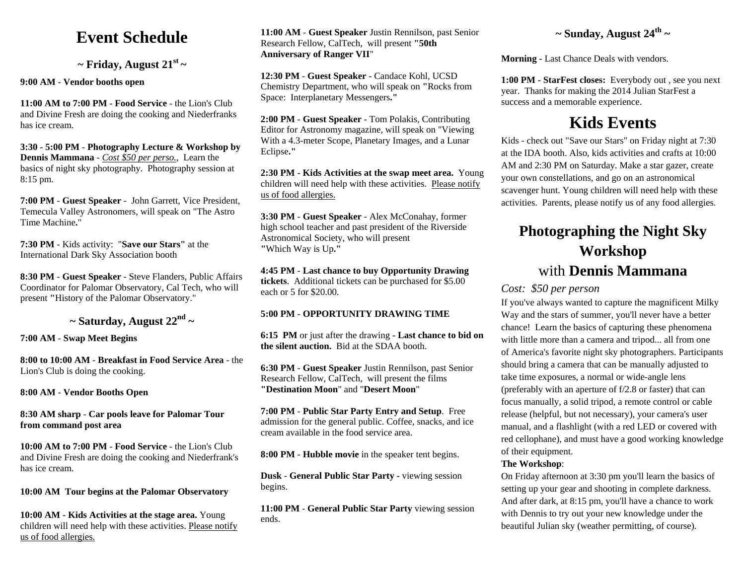# Event Schedule

## ~ Friday, August 21st ~

**9:00 AM - Vendor booths open**

**11:00 AM to 7:00 PM - Food Service** - the Lion's Club and Divine Fresh are doing the cooking and Niederfranks has ice cream.

**3:30 - 5:00 PM - Photography Lecture & Workshop by Dennis Mammana** - *Cost $50 per perso.*, Learn the basics of night sky photography. Photography session at 8:15 pm.

**7:00 PM - Guest Speaker** - John Garrett, Vice President, Temecula Valley Astronomers, will speak on "The Astro Time Machine**.**"

**7:30 PM** - Kids activity: "**Save our Stars"** at the International Dark Sky Association booth

**8:30 PM - Guest Speaker** - Steve Flanders, Public Affairs Coordinator for Palomar Observatory, Cal Tech, who will present **"**History of the Palomar Observatory."

## ~ Saturday, August 22nd ~

**7:00 AM - Swap Meet Begins**

**8:00 to 10:00 AM - Breakfast in Food Service Area** - the Lion's Club is doing the cooking.

**8:00 AM - Vendor Booths Open**

**8:30 AM sharp - Car pools leave for Palomar Tour from command post area**

**10:00 AM to 7:00 PM - Food Service** - the Lion's Club and Divine Fresh are doing the cooking and Niederfrank's has ice cream.

**10:00 AM Tour begins at the Palomar Observatory**

**10:00 AM - Kids Activities at the stage area.** Young children will need help with these activities. Please notify us of food allergies.

**11:00 AM - Guest Speaker** Justin Rennilson, past Senior Research Fellow, CalTech, will present **"50th Anniversary of Ranger VII**"

**12:30 PM - Guest Speaker** - Candace Kohl, UCSD Chemistry Department, who will speak on **"**Rocks from Space: Interplanetary Messengers**."**

**2:00 PM - Guest Speaker** - Tom Polakis, Contributing Editor for Astronomy magazine, will speak on "Viewing With a 4.3-meter Scope, Planetary Images, and a Lunar Eclipse**."**

**2:30 PM - Kids Activities at the swap meet area.** Young children will need help with these activities. Please notify us of food allergies.

**3:30 PM - Guest Speaker** - Alex McConahay, former high school teacher and past president of the Riverside Astronomical Society, who will present **"**Which Way is Up**."**

**4:45 PM - Last chance to buy Opportunity Drawing tickets**. Additional tickets can be purchased for $5.00 each or 5 for $20.00.

**5:00 PM - OPPORTUNITY DRAWING TIME**

**6:15 PM** or just after the drawing **- Last chance to bid on the silent auction.** Bid at the SDAA booth.

**6:30 PM - Guest Speaker** Justin Rennilson, past Senior Research Fellow, CalTech, will present the films **"Destination Moon**" and "**Desert Moon**"

**7:00 PM - Public Star Party Entry and Setup**. Free admission for the general public. Coffee, snacks, and ice cream available in the food service area.

**8:00 PM - Hubble movie** in the speaker tent begins.

**Dusk - General Public Star Party -** viewing session begins.

**11:00 PM - General Public Star Party** viewing session ends.

## ~ Sunday, August 24th ~

**Morning** - Last Chance Deals with vendors.

**1:00 PM - StarFest closes:** Everybody out , see you next year. Thanks for making the 2014 Julian StarFest a success and a memorable experience.

# Kids Events

Kids - check out "Save our Stars" on Friday night at 7:30 at the IDA booth. Also, kids activities and crafts at 10:00 AM and 2:30 PM on Saturday. Make a star gazer, create your own constellations, and go on an astronomical scavenger hunt. Young children will need help with these activities. Parents, please notify us of any food allergies.

# Photographing the Night Sky Workshop with **Dennis Mammana**

*Cost: $50 per person*

If you've always wanted to capture the magnificent Milky Way and the stars of summer, you'll never have a better chance! Learn the basics of capturing these phenomena with little more than a camera and tripod... all from one of America's favorite night sky photographers. Participants should bring a camera that can be manually adjusted to take time exposures, a normal or wide-angle lens (preferably with an aperture of f/2.8 or faster) that can focus manually, a solid tripod, a remote control or cable release (helpful, but not necessary), your camera's user manual, and a flashlight (with a red LED or covered with red cellophane), and must have a good working knowledge of their equipment.

**The Workshop**:

On Friday afternoon at 3:30 pm you'll learn the basics of setting up your gear and shooting in complete darkness. And after dark, at 8:15 pm, you'll have a chance to work with Dennis to try out your new knowledge under the beautiful Julian sky (weather permitting, of course).